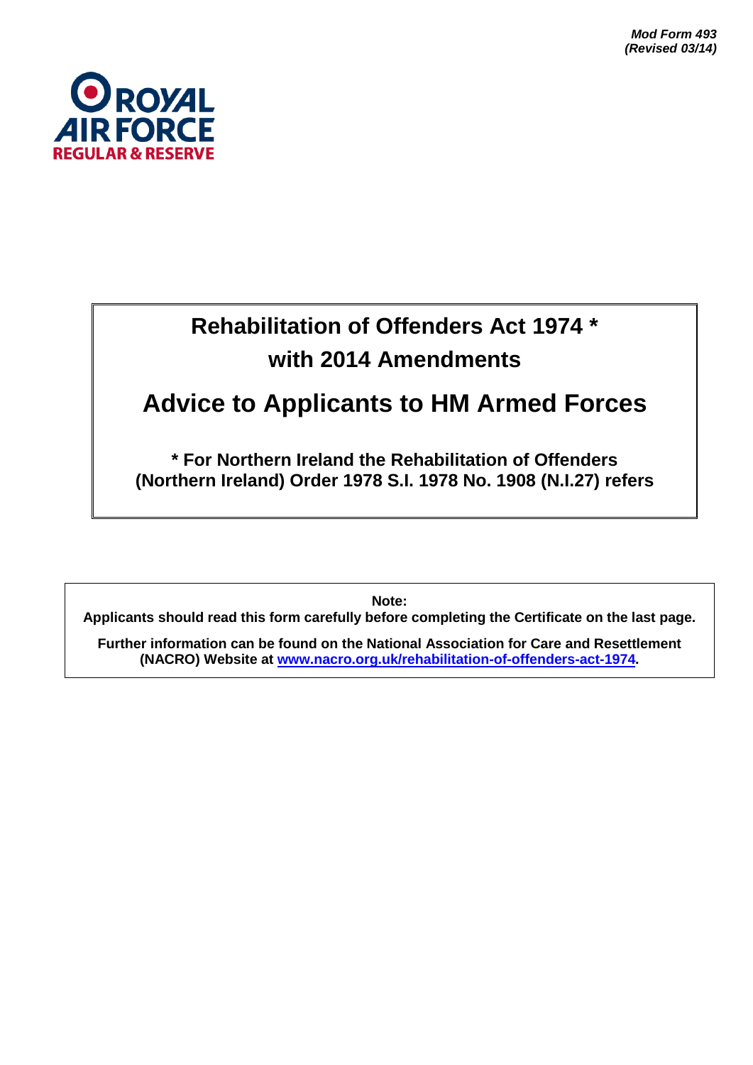*Mod Form 493*
*(Revised 03/14)*

ROYAL AIR FORCE
REGULAR & RESERVE

# Rehabilitation of Offenders Act 1974 *
# with 2014 Amendments

# Advice to Applicants to HM Armed Forces

**\* For Northern Ireland the Rehabilitation of Offenders (Northern Ireland) Order 1978 S.I. 1978 No. 1908 (N.I.27) refers**

**Note:**
**Applicants should read this form carefully before completing the Certificate on the last page.**

**Further information can be found on the National Association for Care and Resettlement (NACRO) Website at [www.nacro.org.uk/rehabilitation-of-offenders-act-1974](http://www.nacro.org.uk/rehabilitation-of-offenders-act-1974).**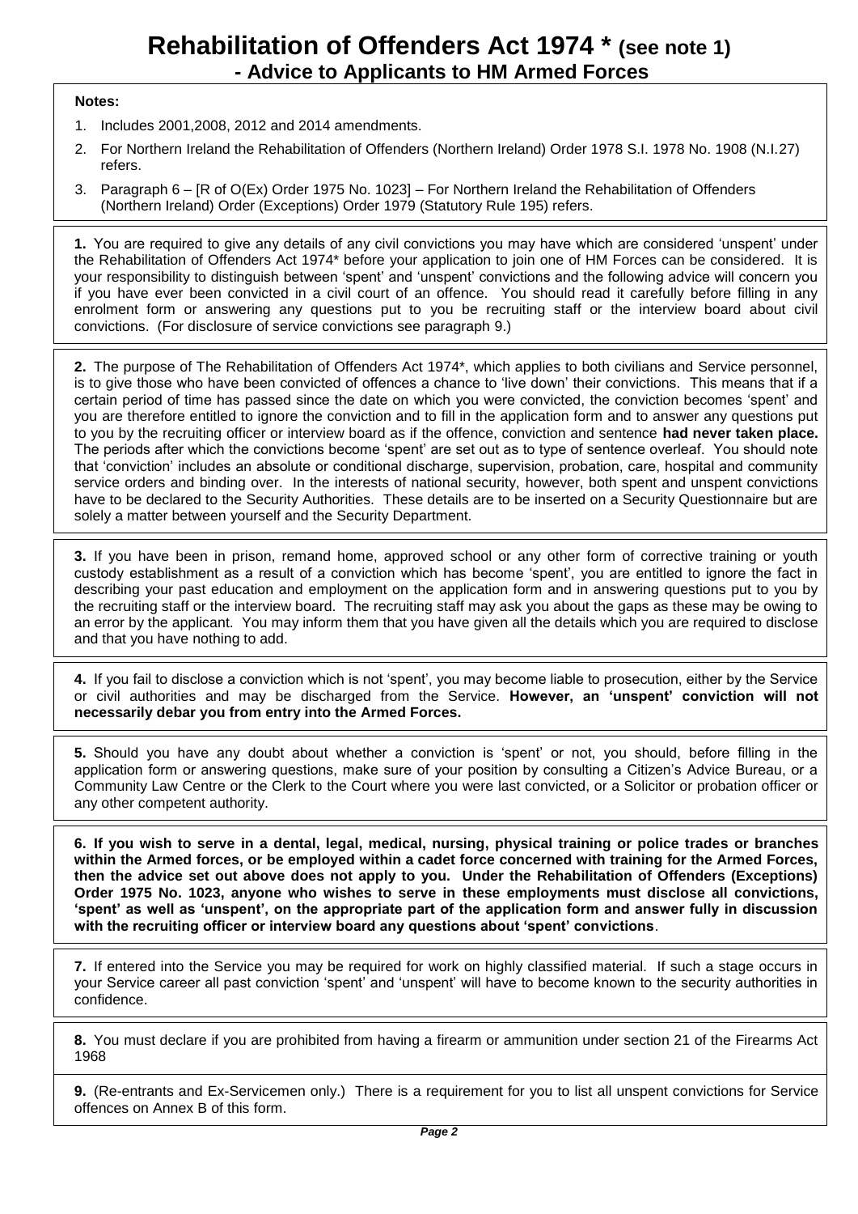# Rehabilitation of Offenders Act 1974 * (see note 1)
## - Advice to Applicants to HM Armed Forces

**Notes:**

1. Includes 2001,2008, 2012 and 2014 amendments.
2. For Northern Ireland the Rehabilitation of Offenders (Northern Ireland) Order 1978 S.I. 1978 No. 1908 (N.I.27) refers.
3. Paragraph 6 – [R of O(Ex) Order 1975 No. 1023] – For Northern Ireland the Rehabilitation of Offenders (Northern Ireland) Order (Exceptions) Order 1979 (Statutory Rule 195) refers.

**1.** You are required to give any details of any civil convictions you may have which are considered 'unspent' under the Rehabilitation of Offenders Act 1974* before your application to join one of HM Forces can be considered. It is your responsibility to distinguish between 'spent' and 'unspent' convictions and the following advice will concern you if you have ever been convicted in a civil court of an offence. You should read it carefully before filling in any enrolment form or answering any questions put to you be recruiting staff or the interview board about civil convictions. (For disclosure of service convictions see paragraph 9.)

**2.** The purpose of The Rehabilitation of Offenders Act 1974*, which applies to both civilians and Service personnel, is to give those who have been convicted of offences a chance to 'live down' their convictions. This means that if a certain period of time has passed since the date on which you were convicted, the conviction becomes 'spent' and you are therefore entitled to ignore the conviction and to fill in the application form and to answer any questions put to you by the recruiting officer or interview board as if the offence, conviction and sentence **had never taken place.** The periods after which the convictions become 'spent' are set out as to type of sentence overleaf. You should note that 'conviction' includes an absolute or conditional discharge, supervision, probation, care, hospital and community service orders and binding over. In the interests of national security, however, both spent and unspent convictions have to be declared to the Security Authorities. These details are to be inserted on a Security Questionnaire but are solely a matter between yourself and the Security Department.

**3.** If you have been in prison, remand home, approved school or any other form of corrective training or youth custody establishment as a result of a conviction which has become 'spent', you are entitled to ignore the fact in describing your past education and employment on the application form and in answering questions put to you by the recruiting staff or the interview board. The recruiting staff may ask you about the gaps as these may be owing to an error by the applicant. You may inform them that you have given all the details which you are required to disclose and that you have nothing to add.

**4.** If you fail to disclose a conviction which is not 'spent', you may become liable to prosecution, either by the Service or civil authorities and may be discharged from the Service. **However, an 'unspent' conviction will not necessarily debar you from entry into the Armed Forces.**

**5.** Should you have any doubt about whether a conviction is 'spent' or not, you should, before filling in the application form or answering questions, make sure of your position by consulting a Citizen's Advice Bureau, or a Community Law Centre or the Clerk to the Court where you were last convicted, or a Solicitor or probation officer or any other competent authority.

**6. If you wish to serve in a dental, legal, medical, nursing, physical training or police trades or branches within the Armed forces, or be employed within a cadet force concerned with training for the Armed Forces, then the advice set out above does not apply to you. Under the Rehabilitation of Offenders (Exceptions) Order 1975 No. 1023, anyone who wishes to serve in these employments must disclose all convictions, 'spent' as well as 'unspent', on the appropriate part of the application form and answer fully in discussion with the recruiting officer or interview board any questions about 'spent' convictions**.

**7.** If entered into the Service you may be required for work on highly classified material. If such a stage occurs in your Service career all past conviction 'spent' and 'unspent' will have to become known to the security authorities in confidence.

**8.** You must declare if you are prohibited from having a firearm or ammunition under section 21 of the Firearms Act 1968

**9.** (Re-entrants and Ex-Servicemen only.) There is a requirement for you to list all unspent convictions for Service offences on Annex B of this form.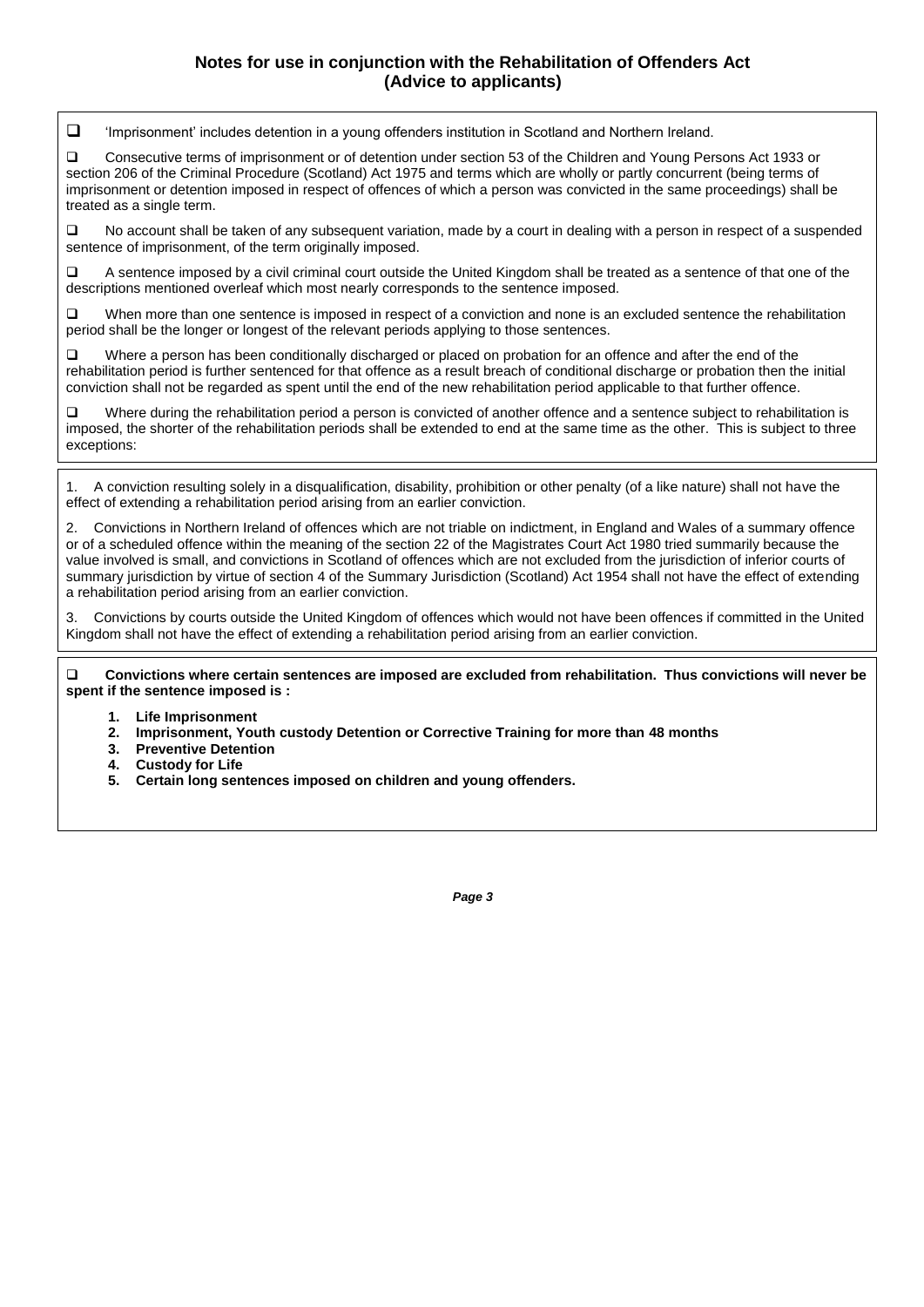## Notes for use in conjunction with the Rehabilitation of Offenders Act (Advice to applicants)

- 'Imprisonment' includes detention in a young offenders institution in Scotland and Northern Ireland.
- Consecutive terms of imprisonment or of detention under section 53 of the Children and Young Persons Act 1933 or section 206 of the Criminal Procedure (Scotland) Act 1975 and terms which are wholly or partly concurrent (being terms of imprisonment or detention imposed in respect of offences of which a person was convicted in the same proceedings) shall be treated as a single term.
- No account shall be taken of any subsequent variation, made by a court in dealing with a person in respect of a suspended sentence of imprisonment, of the term originally imposed.
- A sentence imposed by a civil criminal court outside the United Kingdom shall be treated as a sentence of that one of the descriptions mentioned overleaf which most nearly corresponds to the sentence imposed.
- When more than one sentence is imposed in respect of a conviction and none is an excluded sentence the rehabilitation period shall be the longer or longest of the relevant periods applying to those sentences.
- Where a person has been conditionally discharged or placed on probation for an offence and after the end of the rehabilitation period is further sentenced for that offence as a result breach of conditional discharge or probation then the initial conviction shall not be regarded as spent until the end of the new rehabilitation period applicable to that further offence.
- Where during the rehabilitation period a person is convicted of another offence and a sentence subject to rehabilitation is imposed, the shorter of the rehabilitation periods shall be extended to end at the same time as the other. This is subject to three exceptions:

1. A conviction resulting solely in a disqualification, disability, prohibition or other penalty (of a like nature) shall not have the effect of extending a rehabilitation period arising from an earlier conviction.
2. Convictions in Northern Ireland of offences which are not triable on indictment, in England and Wales of a summary offence or of a scheduled offence within the meaning of the section 22 of the Magistrates Court Act 1980 tried summarily because the value involved is small, and convictions in Scotland of offences which are not excluded from the jurisdiction of inferior courts of summary jurisdiction by virtue of section 4 of the Summary Jurisdiction (Scotland) Act 1954 shall not have the effect of extending a rehabilitation period arising from an earlier conviction.
3. Convictions by courts outside the United Kingdom of offences which would not have been offences if committed in the United Kingdom shall not have the effect of extending a rehabilitation period arising from an earlier conviction.

- **Convictions where certain sentences are imposed are excluded from rehabilitation. Thus convictions will never be spent if the sentence imposed is :**

1. **Life Imprisonment**
2. **Imprisonment, Youth custody Detention or Corrective Training for more than 48 months**
3. **Preventive Detention**
4. **Custody for Life**
5. **Certain long sentences imposed on children and young offenders.**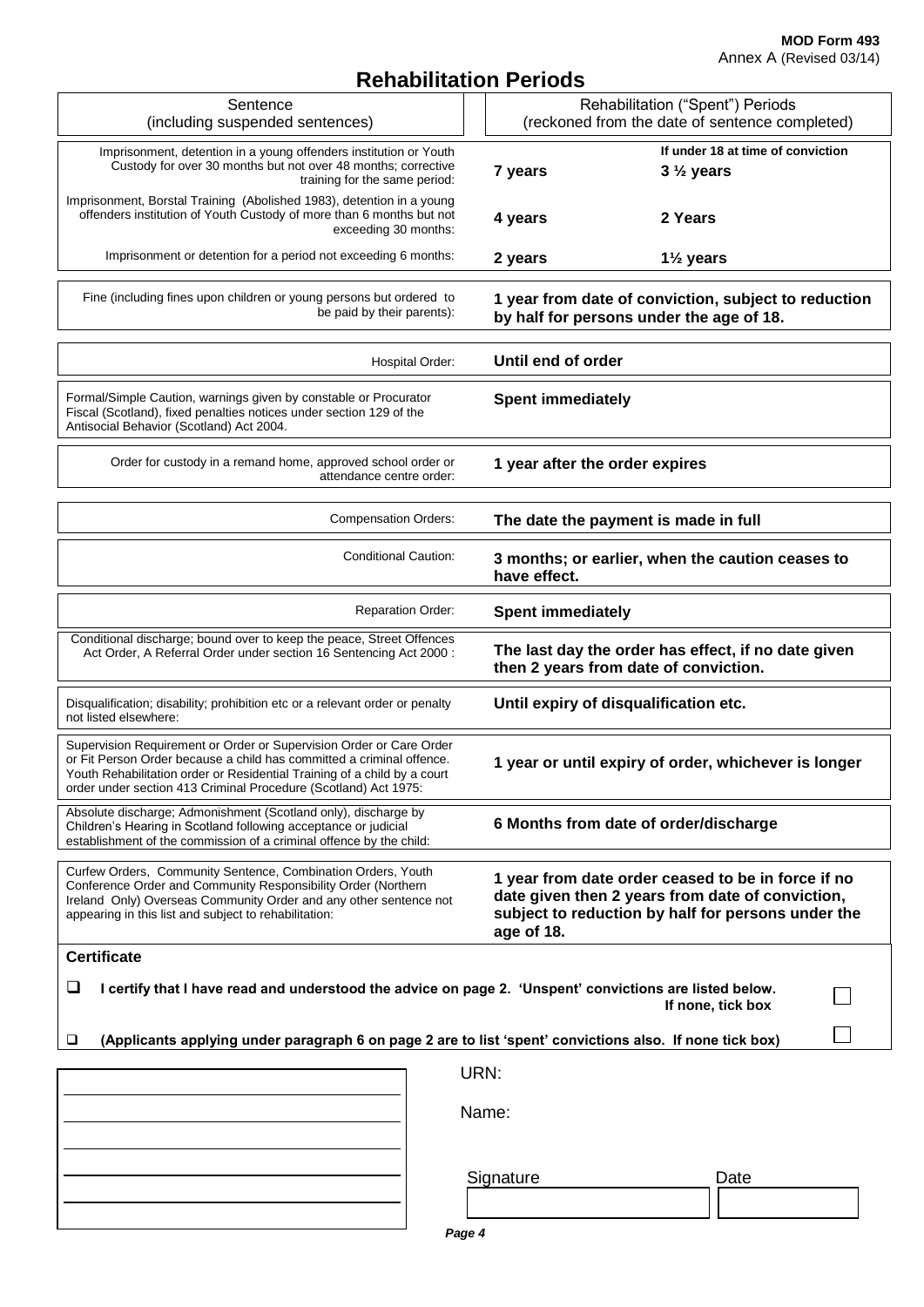MOD Form 493
Annex A (Revised 03/14)

# Rehabilitation Periods

| Sentence (including suspended sentences) | Rehabilitation ("Spent") Periods (reckoned from the date of sentence completed) | |
|---|---|---|
| | | **If under 18 at time of conviction** |
| Imprisonment, detention in a young offenders institution or Youth Custody for over 30 months but not over 48 months; corrective training for the same period: | **7 years** | **3 ½ years** |
| Imprisonment, Borstal Training (Abolished 1983), detention in a young offenders institution of Youth Custody of more than 6 months but not exceeding 30 months: | **4 years** | **2 Years** |
| Imprisonment or detention for a period not exceeding 6 months: | **2 years** | **1½ years** |
| Fine (including fines upon children or young persons but ordered to be paid by their parents): | **1 year from date of conviction, subject to reduction by half for persons under the age of 18.** | |
| Hospital Order: | **Until end of order** | |
| Formal/Simple Caution, warnings given by constable or Procurator Fiscal (Scotland), fixed penalties notices under section 129 of the Antisocial Behavior (Scotland) Act 2004. | **Spent immediately** | |
| Order for custody in a remand home, approved school order or attendance centre order: | **1 year after the order expires** | |
| Compensation Orders: | **The date the payment is made in full** | |
| Conditional Caution: | **3 months; or earlier, when the caution ceases to have effect.** | |
| Reparation Order: | **Spent immediately** | |
| Conditional discharge; bound over to keep the peace, Street Offences Act Order, A Referral Order under section 16 Sentencing Act 2000 : | **The last day the order has effect, if no date given then 2 years from date of conviction.** | |
| Disqualification; disability; prohibition etc or a relevant order or penalty not listed elsewhere: | **Until expiry of disqualification etc.** | |
| Supervision Requirement or Order or Supervision Order or Care Order or Fit Person Order because a child has committed a criminal offence. Youth Rehabilitation order or Residential Training of a child by a court order under section 413 Criminal Procedure (Scotland) Act 1975: | **1 year or until expiry of order, whichever is longer** | |
| Absolute discharge; Admonishment (Scotland only), discharge by Children's Hearing in Scotland following acceptance or judicial establishment of the commission of a criminal offence by the child: | **6 Months from date of order/discharge** | |
| Curfew Orders, Community Sentence, Combination Orders, Youth Conference Order and Community Responsibility Order (Northern Ireland Only) Overseas Community Order and any other sentence not appearing in this list and subject to rehabilitation: | **1 year from date order ceased to be in force if no date given then 2 years from date of conviction, subject to reduction by half for persons under the age of 18.** | |

**Certificate**

- ☐ **I certify that I have read and understood the advice on page 2. 'Unspent' convictions are listed below. If none, tick box** ☐
- ☐ **(Applicants applying under paragraph 6 on page 2 are to list 'spent' convictions also. If none tick box)** ☐

URN:

Name:

Signature ______________ Date ______________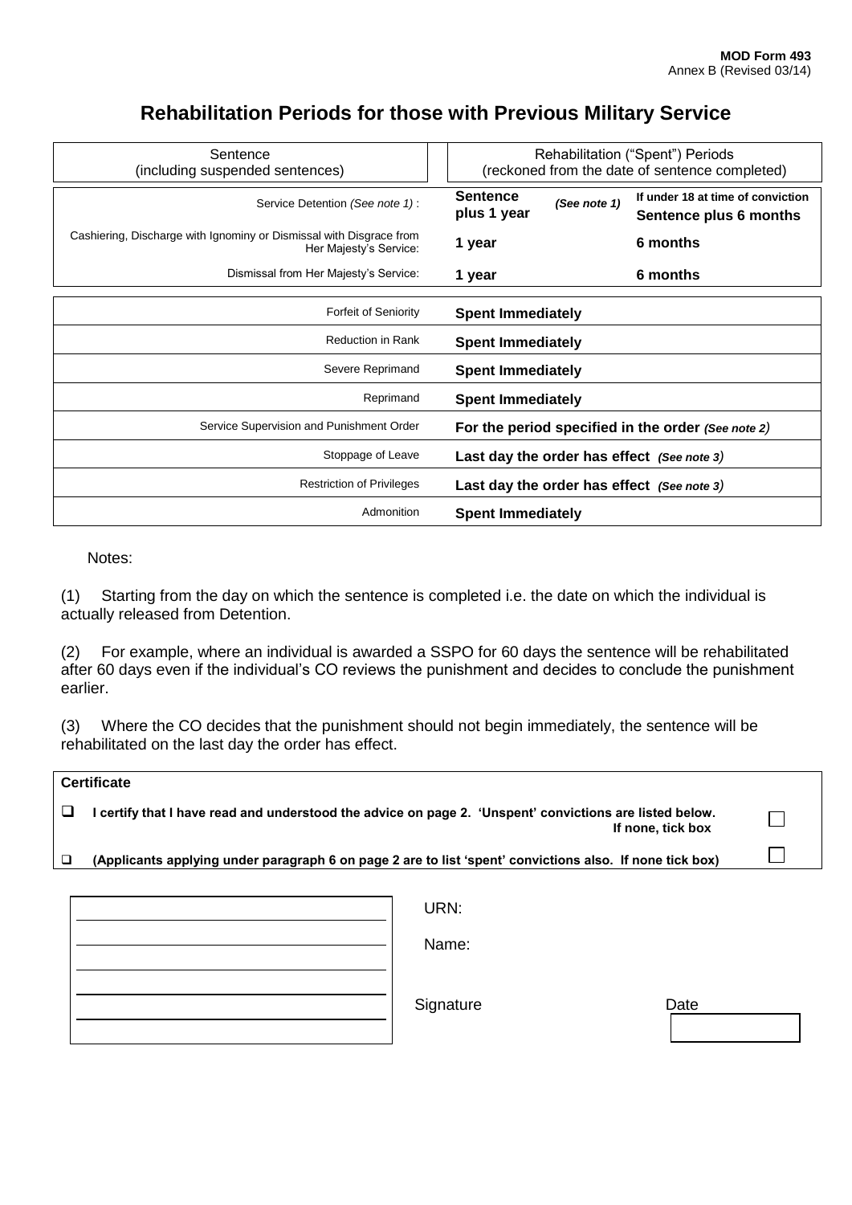**MOD Form 493**
Annex B (Revised 03/14)

# Rehabilitation Periods for those with Previous Military Service

| Sentence (including suspended sentences) | Rehabilitation ("Spent") Periods (reckoned from the date of sentence completed) | | |
|---|---|---|---|
| Service Detention *(See note 1)* : | **Sentence plus 1 year** | ***(See note 1)*** | **If under 18 at time of conviction Sentence plus 6 months** |
| Cashiering, Discharge with Ignominy or Dismissal with Disgrace from Her Majesty's Service: | **1 year** | | **6 months** |
| Dismissal from Her Majesty's Service: | **1 year** | | **6 months** |
| Forfeit of Seniority | **Spent Immediately** | | |
| Reduction in Rank | **Spent Immediately** | | |
| Severe Reprimand | **Spent Immediately** | | |
| Reprimand | **Spent Immediately** | | |
| Service Supervision and Punishment Order | **For the period specified in the order *(See note 2)*** | | |
| Stoppage of Leave | **Last day the order has effect *(See note 3)*** | | |
| Restriction of Privileges | **Last day the order has effect *(See note 3)*** | | |
| Admonition | **Spent Immediately** | | |

Notes:

(1) Starting from the day on which the sentence is completed i.e. the date on which the individual is actually released from Detention.

(2) For example, where an individual is awarded a SSPO for 60 days the sentence will be rehabilitated after 60 days even if the individual's CO reviews the punishment and decides to conclude the punishment earlier.

(3) Where the CO decides that the punishment should not begin immediately, the sentence will be rehabilitated on the last day the order has effect.

**Certificate**

- ❑ **I certify that I have read and understood the advice on page 2. 'Unspent' convictions are listed below. If none, tick box** ☐
- ❑ **(Applicants applying under paragraph 6 on page 2 are to list 'spent' convictions also. If none tick box)** ☐

URN:

Name:

Signature

Date